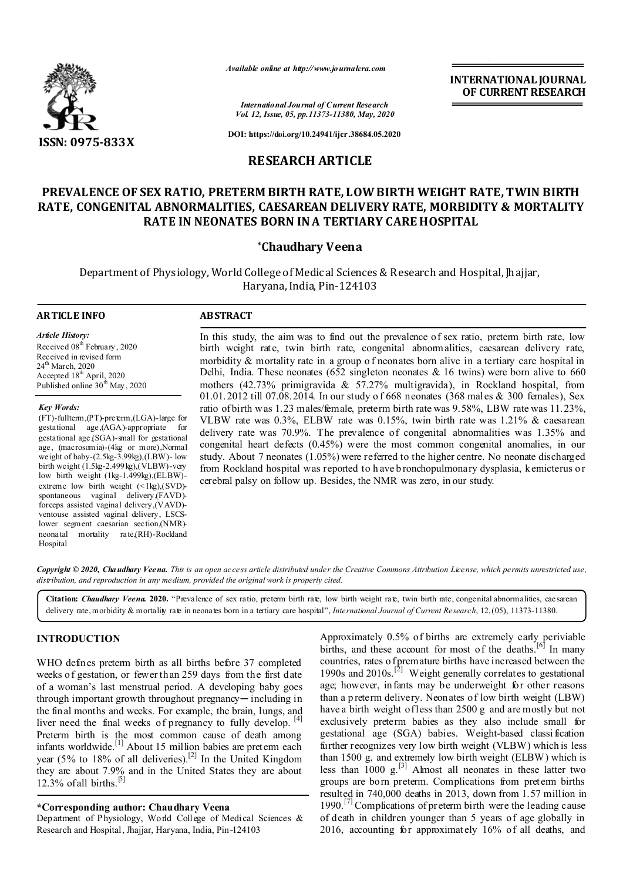Available online at http://www.journalcra.com

International Journal of Current Research
Vol. 12, Issue, 05, pp.11373-11380, May, 2020

DOI: https://doi.org/10.24941/ijcr.38684.05.2020

**INTERNATIONAL JOURNAL OF CURRENT RESEARCH**

ISSN: 0975-833X

## RESEARCH ARTICLE

# PREVALENCE OF SEX RATIO, PRETERM BIRTH RATE, LOW BIRTH WEIGHT RATE, TWIN BIRTH RATE, CONGENITAL ABNORMALITIES, CAESAREAN DELIVERY RATE, MORBIDITY & MORTALITY RATE IN NEONATES BORN IN A TERTIARY CARE HOSPITAL

**\*Chaudhary Veena**

Department of Physiology, World College of Medical Sciences & Research and Hospital, Jhajjar, Haryana, India, Pin-124103

### ARTICLE INFO

*Article History:*
Received 08th February, 2020
Received in revised form
24th March, 2020
Accepted 18th April, 2020
Published online 30th May, 2020

*Key Words:*
(FT)-fullterm,(PT)-preterm,(LGA)-large for gestational age,(AGA)-appropriate for gestational age,(SGA)-small for gestational age, (macrosomia)-(4kg or more),Normal weight of baby-(2.5kg-3.99kg),(LBW)- low birth weight (1.5kg-2.499kg),(VLBW)-very low birth weight (1kg-1.499kg),(ELBW)-extreme low birth weight (<1kg),(SVD)-spontaneous vaginal delivery,(FAVD)-forceps assisted vaginal delivery,(VAVD)-ventouse assisted vaginal delivery, LSCS-lower segment caesarian section,(NMR)-neonatal mortality rate,(RH)-Rockland Hospital

### ABSTRACT

In this study, the aim was to find out the prevalence of sex ratio, preterm birth rate, low birth weight rate, twin birth rate, congenital abnormalities, caesarean delivery rate, morbidity & mortality rate in a group of neonates born alive in a tertiary care hospital in Delhi, India. These neonates (652 singleton neonates & 16 twins) were born alive to 660 mothers (42.73% primigravida & 57.27% multigravida), in Rockland hospital, from 01.01.2012 till 07.08.2014. In our study of 668 neonates (368 males & 300 females), Sex ratio of birth was 1.23 males/female, preterm birth rate was 9.58%, LBW rate was 11.23%, VLBW rate was 0.3%, ELBW rate was 0.15%, twin birth rate was 1.21% & caesarean delivery rate was 70.9%. The prevalence of congenital abnormalities was 1.35% and congenital heart defects (0.45%) were the most common congenital anomalies, in our study. About 7 neonates (1.05%) were referred to the higher centre. No neonate discharged from Rockland hospital was reported to have bronchopulmonary dysplasia, kernicterus or cerebral palsy on follow up. Besides, the NMR was zero, in our study.

*Copyright © 2020, Chaudhary Veena. This is an open access article distributed under the Creative Commons Attribution License, which permits unrestricted use, distribution, and reproduction in any medium, provided the original work is properly cited.*

**Citation:** *Chaudhary Veena.* **2020.** "Prevalence of sex ratio, preterm birth rate, low birth weight rate, twin birth rate, congenital abnormalities, caesarean delivery rate, morbidity & mortality rate in neonates born in a tertiary care hospital", *International Journal of Current Research*, 12,(05), 11373-11380.

## INTRODUCTION

WHO defines preterm birth as all births before 37 completed weeks of gestation, or fewer than 259 days from the first date of a woman's last menstrual period. A developing baby goes through important growth throughout pregnancy— including in the final months and weeks. For example, the brain, lungs, and liver need the final weeks of pregnancy to fully develop.[4] Preterm birth is the most common cause of death among infants worldwide.[1] About 15 million babies are preterm each year (5% to 18% of all deliveries).[2] In the United Kingdom they are about 7.9% and in the United States they are about 12.3% of all births.[5] Approximately 0.5% of births are extremely early periviable births, and these account for most of the deaths.[6] In many countries, rates of premature births have increased between the 1990s and 2010s.[2] Weight generally correlates to gestational age; however, infants may be underweight for other reasons than a preterm delivery. Neonates of low birth weight (LBW) have a birth weight of less than 2500 g and are mostly but not exclusively preterm babies as they also include small for gestational age (SGA) babies. Weight-based classification further recognizes very low birth weight (VLBW) which is less than 1500 g, and extremely low birth weight (ELBW) which is less than 1000 g.[3] Almost all neonates in these latter two groups are born preterm. Complications from preterm births resulted in 740,000 deaths in 2013, down from 1.57 million in 1990.[7] Complications of preterm birth were the leading cause of death in children younger than 5 years of age globally in 2016, accounting for approximately 16% of all deaths, and

**\*Corresponding author: Chaudhary Veena**
Department of Physiology, World College of Medical Sciences & Research and Hospital, Jhajjar, Haryana, India, Pin-124103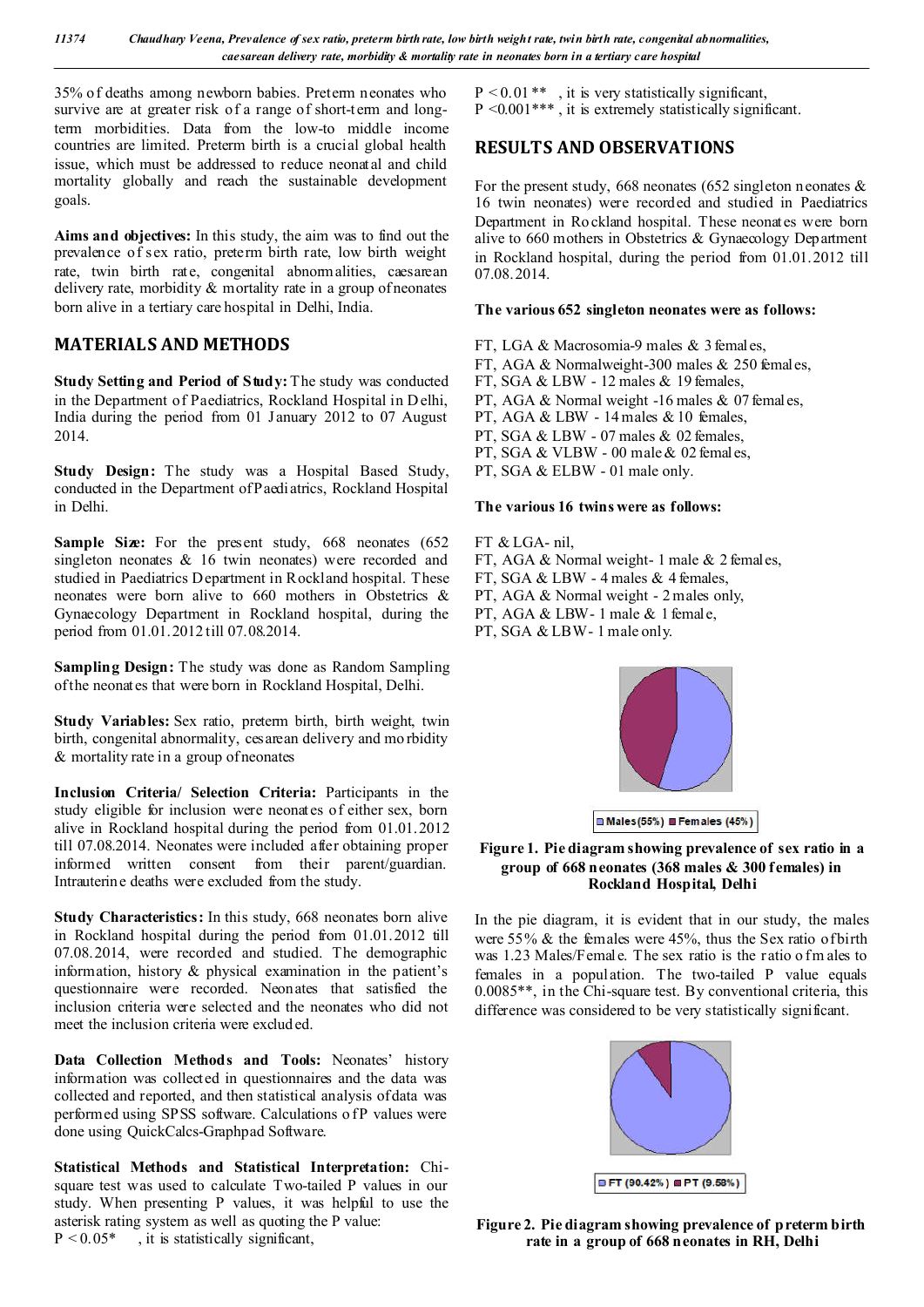35% of deaths among newborn babies. Preterm neonates who survive are at greater risk of a range of short-term and long-term morbidities. Data from the low-to middle income countries are limited. Preterm birth is a crucial global health issue, which must be addressed to reduce neonatal and child mortality globally and reach the sustainable development goals.

**Aims and objectives:** In this study, the aim was to find out the prevalence of sex ratio, preterm birth rate, low birth weight rate, twin birth rate, congenital abnormalities, caesarean delivery rate, morbidity & mortality rate in a group of neonates born alive in a tertiary care hospital in Delhi, India.

## MATERIALS AND METHODS

**Study Setting and Period of Study:** The study was conducted in the Department of Paediatrics, Rockland Hospital in Delhi, India during the period from 01 January 2012 to 07 August 2014.

**Study Design:** The study was a Hospital Based Study, conducted in the Department of Paediatrics, Rockland Hospital in Delhi.

**Sample Size:** For the present study, 668 neonates (652 singleton neonates & 16 twin neonates) were recorded and studied in Paediatrics Department in Rockland hospital. These neonates were born alive to 660 mothers in Obstetrics & Gynaecology Department in Rockland hospital, during the period from 01.01.2012 till 07.08.2014.

**Sampling Design:** The study was done as Random Sampling of the neonates that were born in Rockland Hospital, Delhi.

**Study Variables:** Sex ratio, preterm birth, birth weight, twin birth, congenital abnormality, cesarean delivery and morbidity & mortality rate in a group of neonates

**Inclusion Criteria/ Selection Criteria:** Participants in the study eligible for inclusion were neonates of either sex, born alive in Rockland hospital during the period from 01.01.2012 till 07.08.2014. Neonates were included after obtaining proper informed written consent from their parent/guardian. Intrauterine deaths were excluded from the study.

**Study Characteristics:** In this study, 668 neonates born alive in Rockland hospital during the period from 01.01.2012 till 07.08.2014, were recorded and studied. The demographic information, history & physical examination in the patient's questionnaire were recorded. Neonates that satisfied the inclusion criteria were selected and the neonates who did not meet the inclusion criteria were excluded.

**Data Collection Methods and Tools:** Neonates' history information was collected in questionnaires and the data was collected and reported, and then statistical analysis of data was performed using SPSS software. Calculations of P values were done using QuickCalcs-Graphpad Software.

**Statistical Methods and Statistical Interpretation:** Chi-square test was used to calculate Two-tailed P values in our study. When presenting P values, it was helpful to use the asterisk rating system as well as quoting the P value:

$P < 0.05$* , it is statistically significant,
$P < 0.01$** , it is very statistically significant,
$P < 0.001$*** , it is extremely statistically significant.

## RESULTS AND OBSERVATIONS

For the present study, 668 neonates (652 singleton neonates & 16 twin neonates) were recorded and studied in Paediatrics Department in Rockland hospital. These neonates were born alive to 660 mothers in Obstetrics & Gynaecology Department in Rockland hospital, during the period from 01.01.2012 till 07.08.2014.

**The various 652 singleton neonates were as follows:**

FT, LGA & Macrosomia-9 males & 3 females,
FT, AGA & Normalweight-300 males & 250 females,
FT, SGA & LBW - 12 males & 19 females,
PT, AGA & Normal weight -16 males & 07 females,
PT, AGA & LBW - 14 males & 10 females,
PT, SGA & LBW - 07 males & 02 females,
PT, SGA & VLBW - 00 male & 02 females,
PT, SGA & ELBW - 01 male only.

**The various 16 twins were as follows:**

FT & LGA- nil,
FT, AGA & Normal weight- 1 male & 2 females,
FT, SGA & LBW - 4 males & 4 females,
PT, AGA & Normal weight - 2 males only,
PT, AGA & LBW- 1 male & 1 female,
PT, SGA & LBW- 1 male only.

Males(55%) Females (45%)

**Figure 1. Pie diagram showing prevalence of sex ratio in a group of 668 neonates (368 males & 300 females) in Rockland Hospital, Delhi**

In the pie diagram, it is evident that in our study, the males were 55% & the females were 45%, thus the Sex ratio of birth was 1.23 Males/Female. The sex ratio is the ratio of males to females in a population. The two-tailed P value equals 0.0085**, in the Chi-square test. By conventional criteria, this difference was considered to be very statistically significant.

FT (90.42%) PT (9.58%)

**Figure 2. Pie diagram showing prevalence of preterm birth rate in a group of 668 neonates in RH, Delhi**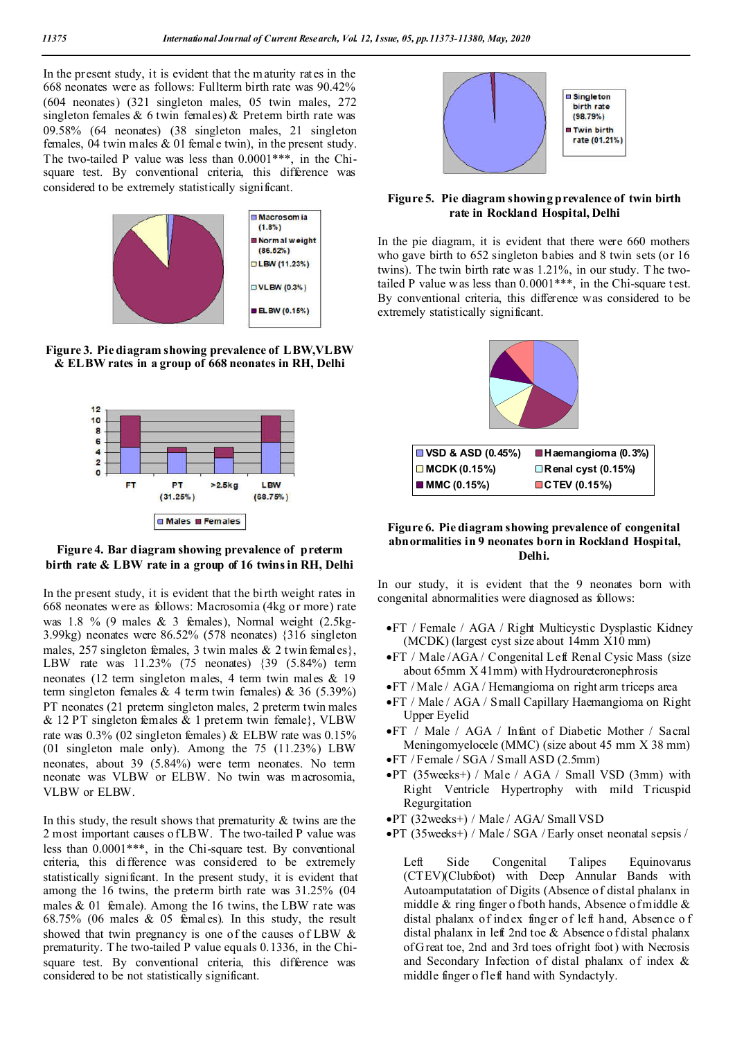In the present study, it is evident that the maturity rates in the 668 neonates were as follows: Fullterm birth rate was 90.42% (604 neonates) (321 singleton males, 05 twin males, 272 singleton females & 6 twin females) & Preterm birth rate was 09.58% (64 neonates) (38 singleton males, 21 singleton females, 04 twin males & 01 female twin), in the present study. The two-tailed P value was less than 0.0001***, in the Chi-square test. By conventional criteria, this difference was considered to be extremely statistically significant.

**Figure 3. Pie diagram showing prevalence of LBW,VLBW & ELBW rates in a group of 668 neonates in RH, Delhi**

**Figure 4. Bar diagram showing prevalence of preterm birth rate & LBW rate in a group of 16 twins in RH, Delhi**

In the present study, it is evident that the birth weight rates in 668 neonates were as follows: Macrosomia (4kg or more) rate was 1.8 % (9 males & 3 females), Normal weight (2.5kg-3.99kg) neonates were 86.52% (578 neonates) {316 singleton males, 257 singleton females, 3 twin males & 2 twin females}, LBW rate was 11.23% (75 neonates) {39 (5.84%) term neonates (12 term singleton males, 4 term twin males & 19 term singleton females & 4 term twin females) & 36 (5.39%) PT neonates (21 preterm singleton males, 2 preterm twin males & 12 PT singleton females & 1 preterm twin female}, VLBW rate was 0.3% (02 singleton females) & ELBW rate was 0.15% (01 singleton male only). Among the 75 (11.23%) LBW neonates, about 39 (5.84%) were term neonates. No term neonate was VLBW or ELBW. No twin was macrosomia, VLBW or ELBW.

In this study, the result shows that prematurity & twins are the 2 most important causes of LBW. The two-tailed P value was less than 0.0001***, in the Chi-square test. By conventional criteria, this difference was considered to be extremely statistically significant. In the present study, it is evident that among the 16 twins, the preterm birth rate was 31.25% (04 males & 01 female). Among the 16 twins, the LBW rate was 68.75% (06 males & 05 females). In this study, the result showed that twin pregnancy is one of the causes of LBW & prematurity. The two-tailed P value equals 0.1336, in the Chi-square test. By conventional criteria, this difference was considered to be not statistically significant.

**Figure 5. Pie diagram showing prevalence of twin birth rate in Rockland Hospital, Delhi**

In the pie diagram, it is evident that there were 660 mothers who gave birth to 652 singleton babies and 8 twin sets (or 16 twins). The twin birth rate was 1.21%, in our study. The two-tailed P value was less than 0.0001***, in the Chi-square test. By conventional criteria, this difference was considered to be extremely statistically significant.

**Figure 6. Pie diagram showing prevalence of congenital abnormalities in 9 neonates born in Rockland Hospital, Delhi.**

In our study, it is evident that the 9 neonates born with congenital abnormalities were diagnosed as follows:

- FT / Female / AGA / Right Multicystic Dysplastic Kidney (MCDK) (largest cyst size about 14mm X10 mm)
- FT / Male / AGA / Congenital Left Renal Cysic Mass (size about 65mm X 41mm) with Hydroureteronephrosis
- FT / Male / AGA / Hemangioma on right arm triceps area
- FT / Male / AGA / Small Capillary Haemangioma on Right Upper Eyelid
- FT / Male / AGA / Infant of Diabetic Mother / Sacral Meningomyelocele (MMC) (size about 45 mm X 38 mm)
- FT / Female / SGA / Small ASD (2.5mm)
- PT (35weeks+) / Male / AGA / Small VSD (3mm) with Right Ventricle Hypertrophy with mild Tricuspid Regurgitation
- PT (32weeks+) / Male / AGA/ Small VSD
- PT (35weeks+) / Male / SGA / Early onset neonatal sepsis / Left Side Congenital Talipes Equinovarus (CTEV)(Clubfoot) with Deep Annular Bands with Autoamputatation of Digits (Absence of distal phalanx in middle & ring finger of both hands, Absence of middle & distal phalanx of index finger of left hand, Absence of distal phalanx in left 2nd toe & Absence of distal phalanx of Great toe, 2nd and 3rd toes of right foot) with Necrosis and Secondary Infection of distal phalanx of index & middle finger of left hand with Syndactyly.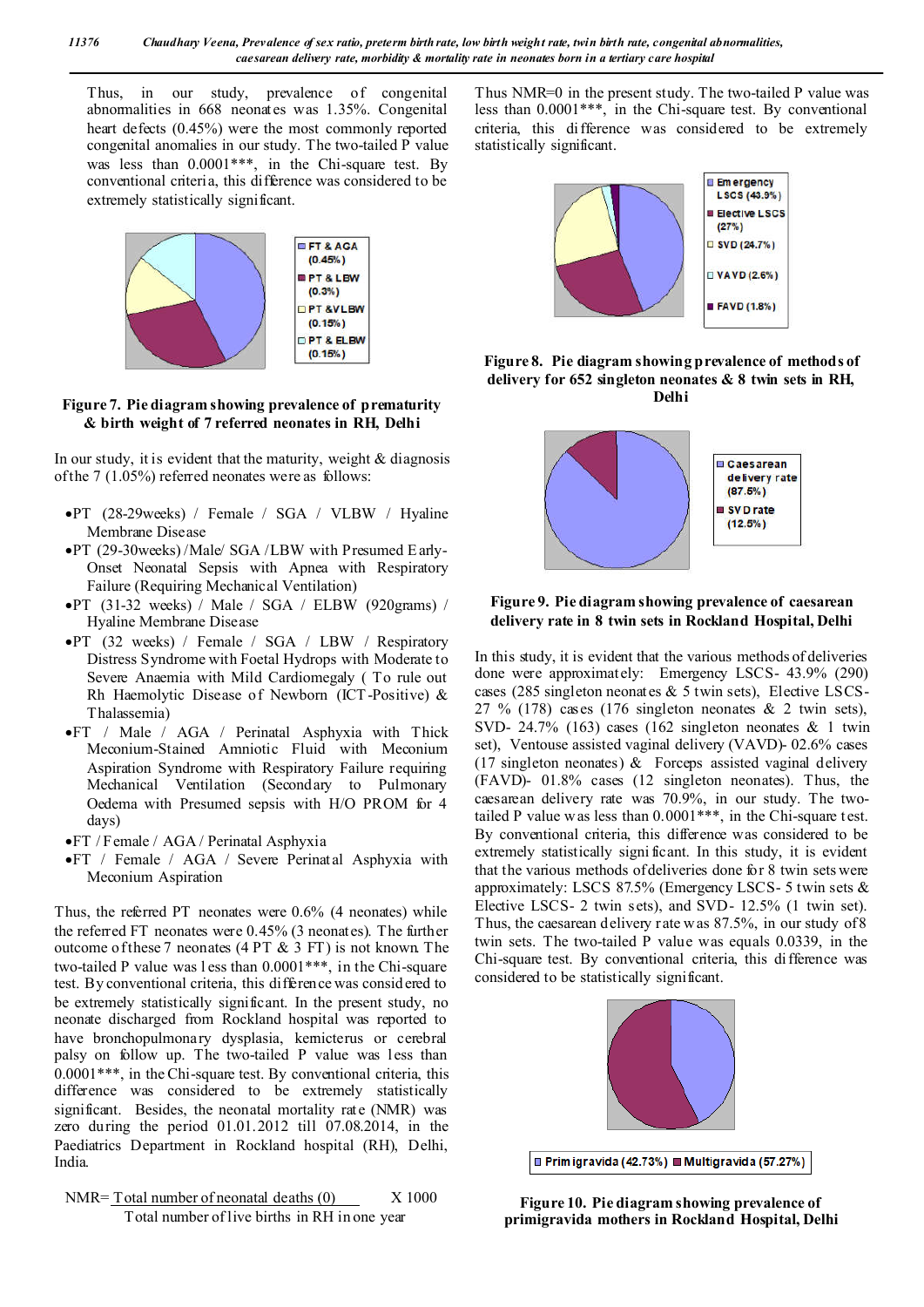Thus, in our study, prevalence of congenital abnormalities in 668 neonates was 1.35%. Congenital heart defects (0.45%) were the most commonly reported congenital anomalies in our study. The two-tailed P value was less than 0.0001***, in the Chi-square test. By conventional criteria, this difference was considered to be extremely statistically significant.

FT & AGA (0.45%)
PT & LBW (0.3%)
PT &VLBW (0.15%)
PT & ELBW (0.15%)

**Figure 7. Pie diagram showing prevalence of prematurity & birth weight of 7 referred neonates in RH, Delhi**

In our study, it is evident that the maturity, weight & diagnosis of the 7 (1.05%) referred neonates were as follows:

- PT (28-29weeks) / Female / SGA / VLBW / Hyaline Membrane Disease
- PT (29-30weeks) /Male/ SGA /LBW with Presumed Early-Onset Neonatal Sepsis with Apnea with Respiratory Failure (Requiring Mechanical Ventilation)
- PT (31-32 weeks) / Male / SGA / ELBW (920grams) / Hyaline Membrane Disease
- PT (32 weeks) / Female / SGA / LBW / Respiratory Distress Syndrome with Foetal Hydrops with Moderate to Severe Anaemia with Mild Cardiomegaly ( To rule out Rh Haemolytic Disease of Newborn (ICT-Positive) & Thalassemia)
- FT / Male / AGA / Perinatal Asphyxia with Thick Meconium-Stained Amniotic Fluid with Meconium Aspiration Syndrome with Respiratory Failure requiring Mechanical Ventilation (Secondary to Pulmonary Oedema with Presumed sepsis with H/O PROM for 4 days)
- FT / Female / AGA / Perinatal Asphyxia
- FT / Female / AGA / Severe Perinatal Asphyxia with Meconium Aspiration

Thus, the referred PT neonates were 0.6% (4 neonates) while the referred FT neonates were 0.45% (3 neonates). The further outcome of these 7 neonates (4 PT & 3 FT) is not known. The two-tailed P value was less than 0.0001***, in the Chi-square test. By conventional criteria, this difference was considered to be extremely statistically significant. In the present study, no neonate discharged from Rockland hospital was reported to have bronchopulmonary dysplasia, kernicterus or cerebral palsy on follow up. The two-tailed P value was less than 0.0001***, in the Chi-square test. By conventional criteria, this difference was considered to be extremely statistically significant. Besides, the neonatal mortality rate (NMR) was zero during the period 01.01.2012 till 07.08.2014, in the Paediatrics Department in Rockland hospital (RH), Delhi, India.

$$NMR = \frac{\text{Total number of neonatal deaths (0)}}{\text{Total number of live births in RH in one year}} \times 1000$$

Thus NMR=0 in the present study. The two-tailed P value was less than 0.0001***, in the Chi-square test. By conventional criteria, this difference was considered to be extremely statistically significant.

Emergency LSCS (43.9%)
Elective LSCS (27%)
SVD (24.7%)
VAVD (2.6%)
FAVD (1.8%)

**Figure 8. Pie diagram showing prevalence of methods of delivery for 652 singleton neonates & 8 twin sets in RH, Delhi**

Caesarean delivery rate (87.5%)
SVD rate (12.5%)

**Figure 9. Pie diagram showing prevalence of caesarean delivery rate in 8 twin sets in Rockland Hospital, Delhi**

In this study, it is evident that the various methods of deliveries done were approximately: Emergency LSCS- 43.9% (290) cases (285 singleton neonates & 5 twin sets), Elective LSCS- 27 % (178) cases (176 singleton neonates & 2 twin sets), SVD- 24.7% (163) cases (162 singleton neonates & 1 twin set), Ventouse assisted vaginal delivery (VAVD)- 02.6% cases (17 singleton neonates) & Forceps assisted vaginal delivery (FAVD)- 01.8% cases (12 singleton neonates). Thus, the caesarean delivery rate was 70.9%, in our study. The two-tailed P value was less than 0.0001***, in the Chi-square test. By conventional criteria, this difference was considered to be extremely statistically significant. In this study, it is evident that the various methods of deliveries done for 8 twin sets were approximately: LSCS 87.5% (Emergency LSCS- 5 twin sets & Elective LSCS- 2 twin sets), and SVD- 12.5% (1 twin set). Thus, the caesarean delivery rate was 87.5%, in our study of 8 twin sets. The two-tailed P value was equals 0.0339, in the Chi-square test. By conventional criteria, this difference was considered to be statistically significant.

Primigravida (42.73%) Multigravida (57.27%)

**Figure 10. Pie diagram showing prevalence of primigravida mothers in Rockland Hospital, Delhi**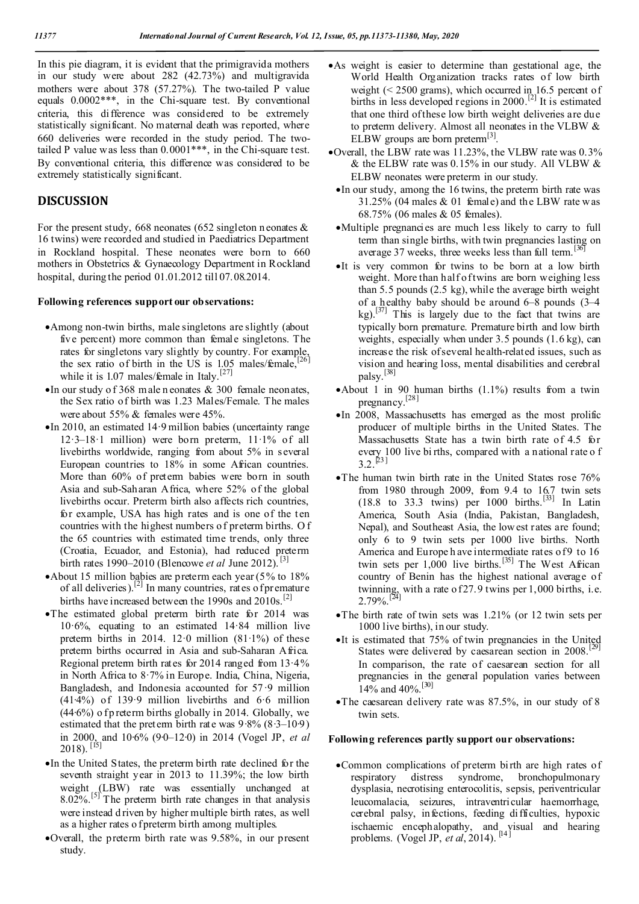In this pie diagram, it is evident that the primigravida mothers in our study were about 282 (42.73%) and multigravida mothers were about 378 (57.27%). The two-tailed P value equals 0.0002***, in the Chi-square test. By conventional criteria, this difference was considered to be extremely statistically significant. No maternal death was reported, where 660 deliveries were recorded in the study period. The two-tailed P value was less than 0.0001***, in the Chi-square test. By conventional criteria, this difference was considered to be extremely statistically significant.

## DISCUSSION

For the present study, 668 neonates (652 singleton neonates & 16 twins) were recorded and studied in Paediatrics Department in Rockland hospital. These neonates were born to 660 mothers in Obstetrics & Gynaecology Department in Rockland hospital, during the period 01.01.2012 till 07.08.2014.

**Following references support our observations:**

- Among non-twin births, male singletons are slightly (about five percent) more common than female singletons. The rates for singletons vary slightly by country. For example, the sex ratio of birth in the US is 1.05 males/female,[26] while it is 1.07 males/female in Italy.[27]
- In our study of 368 male neonates & 300 female neonates, the Sex ratio of birth was 1.23 Males/Female. The males were about 55% & females were 45%.
- In 2010, an estimated 14·9 million babies (uncertainty range 12·3–18·1 million) were born preterm, 11·1% of all livebirths worldwide, ranging from about 5% in several European countries to 18% in some African countries. More than 60% of preterm babies were born in south Asia and sub-Saharan Africa, where 52% of the global livebirths occur. Preterm birth also affects rich countries, for example, USA has high rates and is one of the ten countries with the highest numbers of preterm births. Of the 65 countries with estimated time trends, only three (Croatia, Ecuador, and Estonia), had reduced preterm birth rates 1990–2010 (Blencowe *et al* June 2012).[3]
- About 15 million babies are preterm each year (5% to 18% of all deliveries).[2] In many countries, rates of premature births have increased between the 1990s and 2010s.[2]
- The estimated global preterm birth rate for 2014 was 10·6%, equating to an estimated 14·84 million live preterm births in 2014. 12·0 million (81·1%) of these preterm births occurred in Asia and sub-Saharan Africa. Regional preterm birth rates for 2014 ranged from 13·4% in North Africa to 8·7% in Europe. India, China, Nigeria, Bangladesh, and Indonesia accounted for 57·9 million (41·4%) of 139·9 million livebirths and 6·6 million (44·6%) of preterm births globally in 2014. Globally, we estimated that the preterm birth rate was 9·8% (8·3–10·9) in 2000, and 10·6% (9·0–12·0) in 2014 (Vogel JP, *et al* 2018).[15]
- In the United States, the preterm birth rate declined for the seventh straight year in 2013 to 11.39%; the low birth weight (LBW) rate was essentially unchanged at 8.02%.[5] The preterm birth rate changes in that analysis were instead driven by higher multiple birth rates, as well as a higher rates of preterm birth among multiples.
- Overall, the preterm birth rate was 9.58%, in our present study.
- As weight is easier to determine than gestational age, the World Health Organization tracks rates of low birth weight (< 2500 grams), which occurred in 16.5 percent of births in less developed regions in 2000.[2] It is estimated that one third of these low birth weight deliveries are due to preterm delivery. Almost all neonates in the VLBW & ELBW groups are born preterm[3].
- Overall, the LBW rate was 11.23%, the VLBW rate was 0.3% & the ELBW rate was 0.15% in our study. All VLBW & ELBW neonates were preterm in our study.
  - In our study, among the 16 twins, the preterm birth rate was 31.25% (04 males & 01 female) and the LBW rate was 68.75% (06 males & 05 females).
  - Multiple pregnancies are much less likely to carry to full term than single births, with twin pregnancies lasting on average 37 weeks, three weeks less than full term.[36]
  - It is very common for twins to be born at a low birth weight. More than half of twins are born weighing less than 5.5 pounds (2.5 kg), while the average birth weight of a healthy baby should be around 6–8 pounds (3–4 kg).[37] This is largely due to the fact that twins are typically born premature. Premature birth and low birth weights, especially when under 3.5 pounds (1.6 kg), can increase the risk of several health-related issues, such as vision and hearing loss, mental disabilities and cerebral palsy.[38]
  - About 1 in 90 human births (1.1%) results from a twin pregnancy.[28]
  - In 2008, Massachusetts has emerged as the most prolific producer of multiple births in the United States. The Massachusetts State has a twin birth rate of 4.5 for every 100 live births, compared with a national rate of 3.2.[23]
  - The human twin birth rate in the United States rose 76% from 1980 through 2009, from 9.4 to 16.7 twin sets (18.8 to 33.3 twins) per 1000 births.[33] In Latin America, South Asia (India, Pakistan, Bangladesh, Nepal), and Southeast Asia, the lowest rates are found; only 6 to 9 twin sets per 1000 live births. North America and Europe have intermediate rates of 9 to 16 twin sets per 1,000 live births.[35] The West African country of Benin has the highest national average of twinning, with a rate of 27.9 twins per 1,000 births, i.e. 2.79%.[24]
  - The birth rate of twin sets was 1.21% (or 12 twin sets per 1000 live births), in our study.
  - It is estimated that 75% of twin pregnancies in the United States were delivered by caesarean section in 2008.[29] In comparison, the rate of caesarean section for all pregnancies in the general population varies between 14% and 40%.[30]
  - The caesarean delivery rate was 87.5%, in our study of 8 twin sets.

**Following references partly support our observations:**

- Common complications of preterm birth are high rates of respiratory distress syndrome, bronchopulmonary dysplasia, necrotising enterocolitis, sepsis, periventricular leucomalacia, seizures, intraventricular haemorrhage, cerebral palsy, infections, feeding difficulties, hypoxic ischaemic encephalopathy, and visual and hearing problems. (Vogel JP, *et al*, 2014).[14]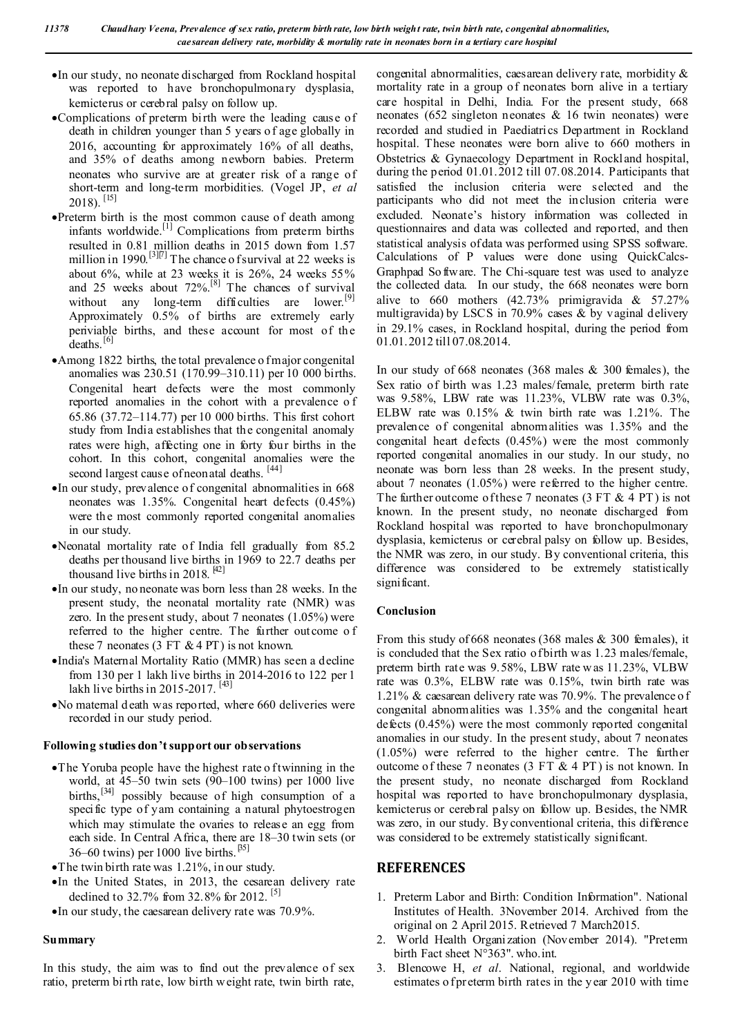- In our study, no neonate discharged from Rockland hospital was reported to have bronchopulmonary dysplasia, kernicterus or cerebral palsy on follow up.
- Complications of preterm birth were the leading cause of death in children younger than 5 years of age globally in 2016, accounting for approximately 16% of all deaths, and 35% of deaths among newborn babies. Preterm neonates who survive are at greater risk of a range of short-term and long-term morbidities. (Vogel JP, *et al* 2018). [15]
- Preterm birth is the most common cause of death among infants worldwide.[1] Complications from preterm births resulted in 0.81 million deaths in 2015 down from 1.57 million in 1990.[3][7] The chance of survival at 22 weeks is about 6%, while at 23 weeks it is 26%, 24 weeks 55% and 25 weeks about 72%.[8] The chances of survival without any long-term difficulties are lower.[9] Approximately 0.5% of births are extremely early periviable births, and these account for most of the deaths.[6]
- Among 1822 births, the total prevalence of major congenital anomalies was 230.51 (170.99–310.11) per 10 000 births. Congenital heart defects were the most commonly reported anomalies in the cohort with a prevalence of 65.86 (37.72–114.77) per 10 000 births. This first cohort study from India establishes that the congenital anomaly rates were high, affecting one in forty four births in the cohort. In this cohort, congenital anomalies were the second largest cause of neonatal deaths. [44]
- In our study, prevalence of congenital abnormalities in 668 neonates was 1.35%. Congenital heart defects (0.45%) were the most commonly reported congenital anomalies in our study.
- Neonatal mortality rate of India fell gradually from 85.2 deaths per thousand live births in 1969 to 22.7 deaths per thousand live births in 2018. [42]
- In our study, no neonate was born less than 28 weeks. In the present study, the neonatal mortality rate (NMR) was zero. In the present study, about 7 neonates (1.05%) were referred to the higher centre. The further outcome of these 7 neonates (3 FT & 4 PT) is not known.
- India's Maternal Mortality Ratio (MMR) has seen a decline from 130 per 1 lakh live births in 2014-2016 to 122 per 1 lakh live births in 2015-2017. [43]
- No maternal death was reported, where 660 deliveries were recorded in our study period.

**Following studies don't support our observations**

- The Yoruba people have the highest rate of twinning in the world, at 45–50 twin sets (90–100 twins) per 1000 live births,[34] possibly because of high consumption of a specific type of yam containing a natural phytoestrogen which may stimulate the ovaries to release an egg from each side. In Central Africa, there are 18–30 twin sets (or 36–60 twins) per 1000 live births.[35]
- The twin birth rate was 1.21%, in our study.
- In the United States, in 2013, the cesarean delivery rate declined to 32.7% from 32.8% for 2012. [5]
- In our study, the caesarean delivery rate was 70.9%.

**Summary**

In this study, the aim was to find out the prevalence of sex ratio, preterm birth rate, low birth weight rate, twin birth rate, congenital abnormalities, caesarean delivery rate, morbidity & mortality rate in a group of neonates born alive in a tertiary care hospital in Delhi, India. For the present study, 668 neonates (652 singleton neonates & 16 twin neonates) were recorded and studied in Paediatrics Department in Rockland hospital. These neonates were born alive to 660 mothers in Obstetrics & Gynaecology Department in Rockland hospital, during the period 01.01.2012 till 07.08.2014. Participants that satisfied the inclusion criteria were selected and the participants who did not meet the inclusion criteria were excluded. Neonate's history information was collected in questionnaires and data was collected and reported, and then statistical analysis of data was performed using SPSS software. Calculations of P values were done using QuickCalcs-Graphpad Software. The Chi-square test was used to analyze the collected data. In our study, the 668 neonates were born alive to 660 mothers (42.73% primigravida & 57.27% multigravida) by LSCS in 70.9% cases & by vaginal delivery in 29.1% cases, in Rockland hospital, during the period from 01.01.2012 till 07.08.2014.

In our study of 668 neonates (368 males & 300 females), the Sex ratio of birth was 1.23 males/female, preterm birth rate was 9.58%, LBW rate was 11.23%, VLBW rate was 0.3%, ELBW rate was 0.15% & twin birth rate was 1.21%. The prevalence of congenital abnormalities was 1.35% and the congenital heart defects (0.45%) were the most commonly reported congenital anomalies in our study. In our study, no neonate was born less than 28 weeks. In the present study, about 7 neonates (1.05%) were referred to the higher centre. The further outcome of these 7 neonates (3 FT & 4 PT) is not known. In the present study, no neonate discharged from Rockland hospital was reported to have bronchopulmonary dysplasia, kernicterus or cerebral palsy on follow up. Besides, the NMR was zero, in our study. By conventional criteria, this difference was considered to be extremely statistically significant.

**Conclusion**

From this study of 668 neonates (368 males & 300 females), it is concluded that the Sex ratio of birth was 1.23 males/female, preterm birth rate was 9.58%, LBW rate was 11.23%, VLBW rate was 0.3%, ELBW rate was 0.15%, twin birth rate was 1.21% & caesarean delivery rate was 70.9%. The prevalence of congenital abnormalities was 1.35% and the congenital heart defects (0.45%) were the most commonly reported congenital anomalies in our study. In the present study, about 7 neonates (1.05%) were referred to the higher centre. The further outcome of these 7 neonates (3 FT & 4 PT) is not known. In the present study, no neonate discharged from Rockland hospital was reported to have bronchopulmonary dysplasia, kernicterus or cerebral palsy on follow up. Besides, the NMR was zero, in our study. By conventional criteria, this difference was considered to be extremely statistically significant.

## REFERENCES

1. Preterm Labor and Birth: Condition Information". National Institutes of Health. 3November 2014. Archived from the original on 2 April 2015. Retrieved 7 March2015.
2. World Health Organization (November 2014). "Preterm birth Fact sheet N°363". who.int.
3. Blencowe H, *et al*. National, regional, and worldwide estimates of preterm birth rates in the year 2010 with time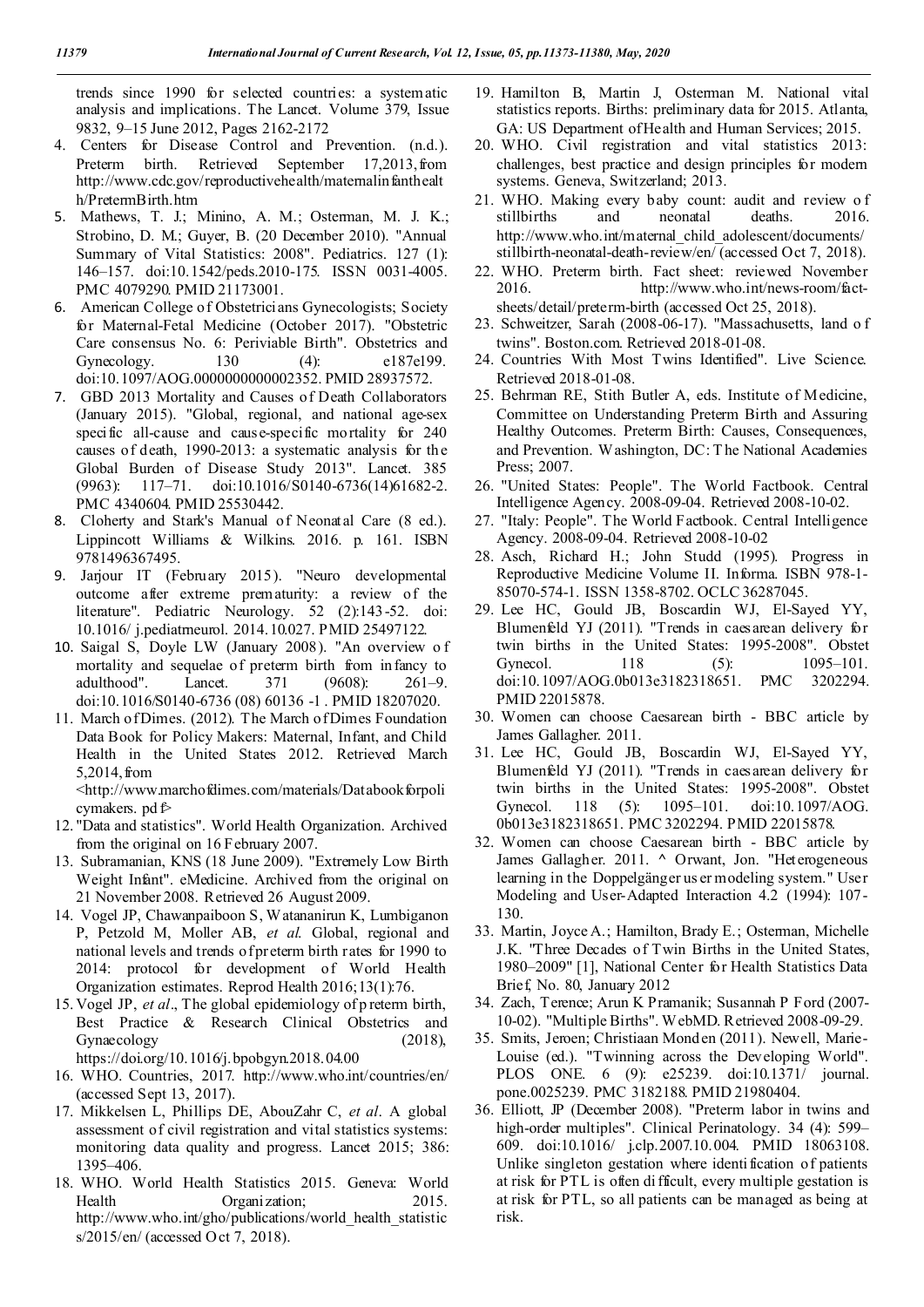trends since 1990 for selected countries: a systematic analysis and implications. The Lancet. Volume 379, Issue 9832, 9–15 June 2012, Pages 2162-2172

4. Centers for Disease Control and Prevention. (n.d.). Preterm birth. Retrieved September 17,2013, from http://www.cdc.gov/reproductivehealth/maternalinfanthealth/PretermBirth.htm
5. Mathews, T. J.; Minino, A. M.; Osterman, M. J. K.; Strobino, D. M.; Guyer, B. (20 December 2010). "Annual Summary of Vital Statistics: 2008". Pediatrics. 127 (1): 146–157. doi:10.1542/peds.2010-175. ISSN 0031-4005. PMC 4079290. PMID 21173001.
6. American College of Obstetricians Gynecologists; Society for Maternal-Fetal Medicine (October 2017). "Obstetric Care consensus No. 6: Periviable Birth". Obstetrics and Gynecology. 130 (4): e187e199. doi:10.1097/AOG.0000000000002352. PMID 28937572.
7. GBD 2013 Mortality and Causes of Death Collaborators (January 2015). "Global, regional, and national age-sex specific all-cause and cause-specific mortality for 240 causes of death, 1990-2013: a systematic analysis for the Global Burden of Disease Study 2013". Lancet. 385 (9963): 117–71. doi:10.1016/S0140-6736(14)61682-2. PMC 4340604. PMID 25530442.
8. Cloherty and Stark's Manual of Neonatal Care (8 ed.). Lippincott Williams & Wilkins. 2016. p. 161. ISBN 9781496367495.
9. Jarjour IT (February 2015). "Neuro developmental outcome after extreme prematurity: a review of the literature". Pediatric Neurology. 52 (2):143-52. doi: 10.1016/ j.pediatrneurol. 2014.10.027. PMID 25497122.
10. Saigal S, Doyle LW (January 2008). "An overview of mortality and sequelae of preterm birth from infancy to adulthood". Lancet. 371 (9608): 261–9. doi:10.1016/S0140-6736 (08) 60136 -1 . PMID 18207020.
11. March of Dimes. (2012). The March of Dimes Foundation Data Book for Policy Makers: Maternal, Infant, and Child Health in the United States 2012. Retrieved March 5,2014, from <http://www.marchofdimes.com/materials/Databookforpolicymakers. pdf>
12. "Data and statistics". World Health Organization. Archived from the original on 16 February 2007.
13. Subramanian, KNS (18 June 2009). "Extremely Low Birth Weight Infant". eMedicine. Archived from the original on 21 November 2008. Retrieved 26 August 2009.
14. Vogel JP, Chawanpaiboon S, Watananirun K, Lumbiganon P, Petzold M, Moller AB, *et al*. Global, regional and national levels and trends of preterm birth rates for 1990 to 2014: protocol for development of World Health Organization estimates. Reprod Health 2016;13(1):76.
15. Vogel JP, *et al*., The global epidemiology of preterm birth, Best Practice & Research Clinical Obstetrics and Gynaecology (2018), https://doi.org/10.1016/j.bpobgyn.2018.04.00
16. WHO. Countries, 2017. http://www.who.int/countries/en/ (accessed Sept 13, 2017).
17. Mikkelsen L, Phillips DE, AbouZahr C, *et al*. A global assessment of civil registration and vital statistics systems: monitoring data quality and progress. Lancet 2015; 386: 1395–406.
18. WHO. World Health Statistics 2015. Geneva: World Health Organization; 2015. http://www.who.int/gho/publications/world_health_statistics/2015/en/ (accessed Oct 7, 2018).
19. Hamilton B, Martin J, Osterman M. National vital statistics reports. Births: preliminary data for 2015. Atlanta, GA: US Department of Health and Human Services; 2015.
20. WHO. Civil registration and vital statistics 2013: challenges, best practice and design principles for modern systems. Geneva, Switzerland; 2013.
21. WHO. Making every baby count: audit and review of stillbirths and neonatal deaths. 2016. http://www.who.int/maternal_child_adolescent/documents/stillbirth-neonatal-death-review/en/ (accessed Oct 7, 2018).
22. WHO. Preterm birth. Fact sheet: reviewed November 2016. http://www.who.int/news-room/fact-sheets/detail/preterm-birth (accessed Oct 25, 2018).
23. Schweitzer, Sarah (2008-06-17). "Massachusetts, land of twins". Boston.com. Retrieved 2018-01-08.
24. Countries With Most Twins Identified". Live Science. Retrieved 2018-01-08.
25. Behrman RE, Stith Butler A, eds. Institute of Medicine, Committee on Understanding Preterm Birth and Assuring Healthy Outcomes. Preterm Birth: Causes, Consequences, and Prevention. Washington, DC: The National Academies Press; 2007.
26. "United States: People". The World Factbook. Central Intelligence Agency. 2008-09-04. Retrieved 2008-10-02.
27. "Italy: People". The World Factbook. Central Intelligence Agency. 2008-09-04. Retrieved 2008-10-02
28. Asch, Richard H.; John Studd (1995). Progress in Reproductive Medicine Volume II. Informa. ISBN 978-1-85070-574-1. ISSN 1358-8702. OCLC 36287045.
29. Lee HC, Gould JB, Boscardin WJ, El-Sayed YY, Blumenfeld YJ (2011). "Trends in caesarean delivery for twin births in the United States: 1995-2008". Obstet Gynecol. 118 (5): 1095–101. doi:10.1097/AOG.0b013e3182318651. PMC 3202294. PMID 22015878.
30. Women can choose Caesarean birth - BBC article by James Gallagher. 2011.
31. Lee HC, Gould JB, Boscardin WJ, El-Sayed YY, Blumenfeld YJ (2011). "Trends in caesarean delivery for twin births in the United States: 1995-2008". Obstet Gynecol. 118 (5): 1095–101. doi:10.1097/AOG. 0b013e3182318651. PMC 3202294. PMID 22015878.
32. Women can choose Caesarean birth - BBC article by James Gallagher. 2011. ^ Orwant, Jon. "Heterogeneous learning in the Doppelgänger user modeling system." User Modeling and User-Adapted Interaction 4.2 (1994): 107-130.
33. Martin, Joyce A.; Hamilton, Brady E.; Osterman, Michelle J.K. "Three Decades of Twin Births in the United States, 1980–2009" [1], National Center for Health Statistics Data Brief, No. 80, January 2012
34. Zach, Terence; Arun K Pramanik; Susannah P Ford (2007-10-02). "Multiple Births". WebMD. Retrieved 2008-09-29.
35. Smits, Jeroen; Christiaan Monden (2011). Newell, Marie-Louise (ed.). "Twinning across the Developing World". PLOS ONE. 6 (9): e25239. doi:10.1371/ journal.pone.0025239. PMC 3182188. PMID 21980404.
36. Elliott, JP (December 2008). "Preterm labor in twins and high-order multiples". Clinical Perinatology. 34 (4): 599–609. doi:10.1016/ j.clp.2007.10.004. PMID 18063108. Unlike singleton gestation where identification of patients at risk for PTL is often difficult, every multiple gestation is at risk for PTL, so all patients can be managed as being at risk.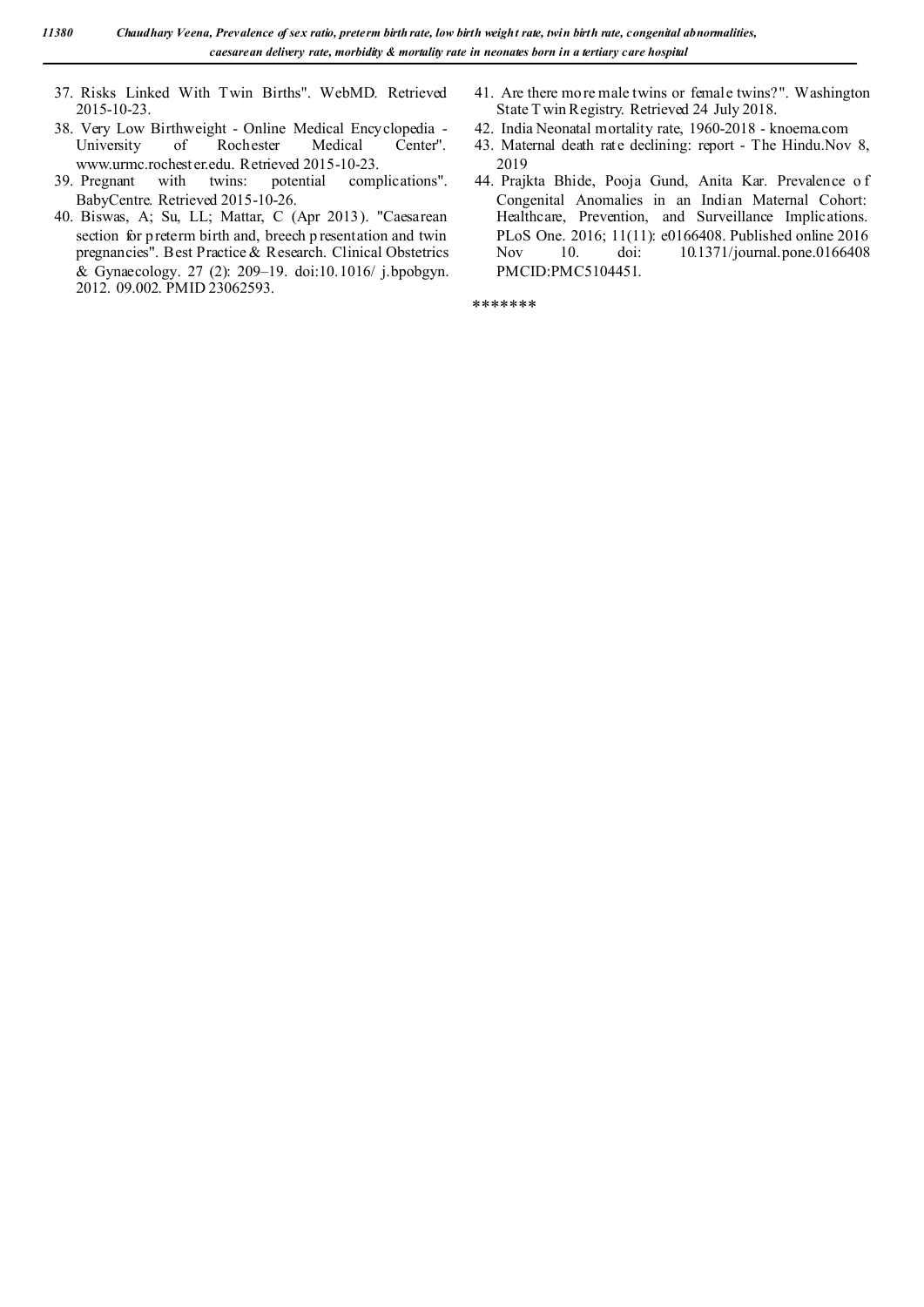37. Risks Linked With Twin Births". WebMD. Retrieved 2015-10-23.
38. Very Low Birthweight - Online Medical Encyclopedia - University of Rochester Medical Center". www.urmc.rochester.edu. Retrieved 2015-10-23.
39. Pregnant with twins: potential complications". BabyCentre. Retrieved 2015-10-26.
40. Biswas, A; Su, LL; Mattar, C (Apr 2013). "Caesarean section for preterm birth and, breech presentation and twin pregnancies". Best Practice & Research. Clinical Obstetrics & Gynaecology. 27 (2): 209–19. doi:10.1016/ j.bpobgyn. 2012. 09.002. PMID 23062593.
41. Are there more male twins or female twins?". Washington State Twin Registry. Retrieved 24 July 2018.
42. India Neonatal mortality rate, 1960-2018 - knoema.com
43. Maternal death rate declining: report - The Hindu.Nov 8, 2019
44. Prajkta Bhide, Pooja Gund, Anita Kar. Prevalence of Congenital Anomalies in an Indian Maternal Cohort: Healthcare, Prevention, and Surveillance Implications. PLoS One. 2016; 11(11): e0166408. Published online 2016 Nov 10. doi: 10.1371/journal.pone.0166408 PMCID:PMC5104451.

*******